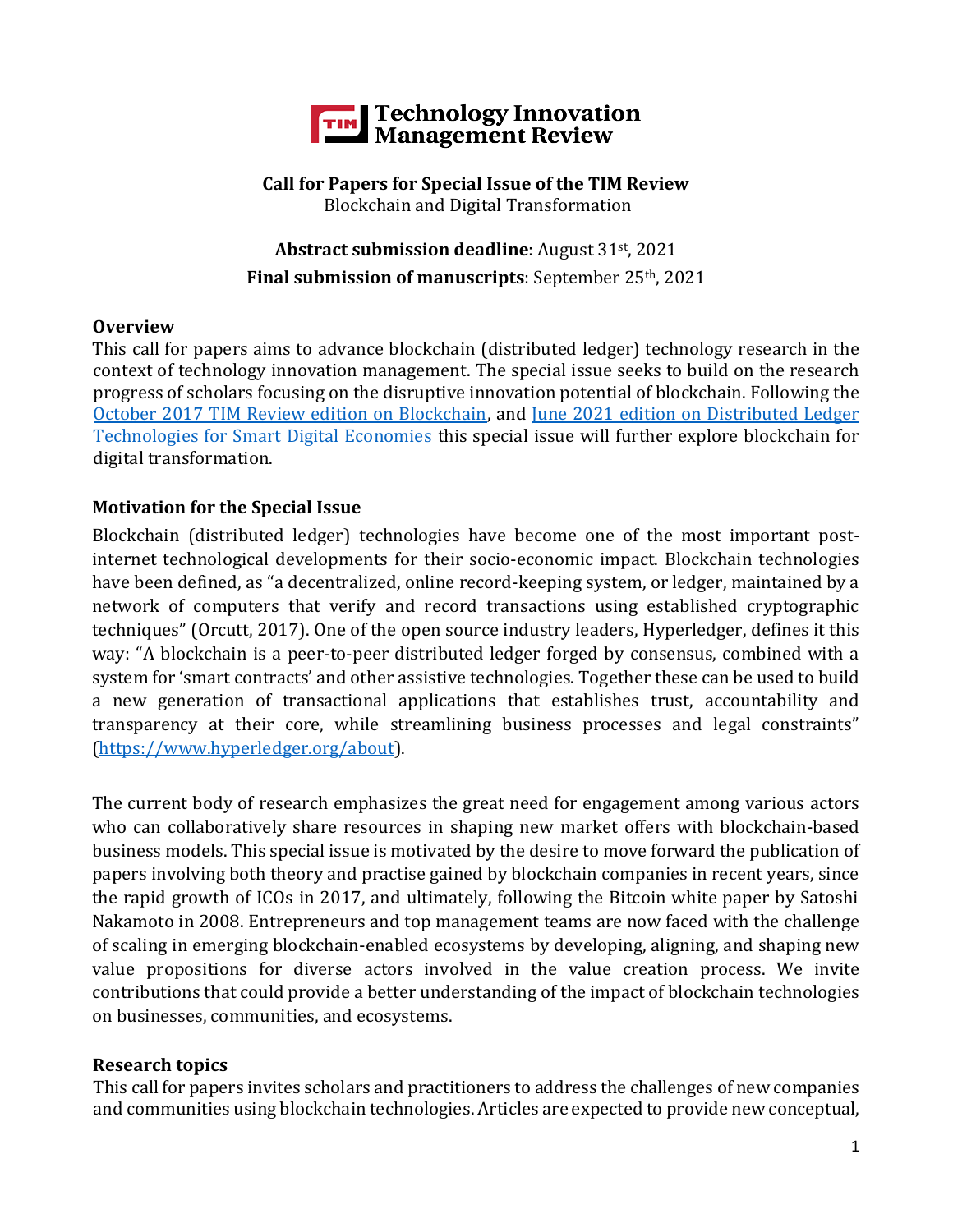# Technology Innovation Management Review

**Call for Papers for Special Issue of the TIM Review**
Blockchain and Digital Transformation

**Abstract submission deadline**: August 31st, 2021

**Final submission of manuscripts**: September 25th, 2021

## Overview

This call for papers aims to advance blockchain (distributed ledger) technology research in the context of technology innovation management. The special issue seeks to build on the research progress of scholars focusing on the disruptive innovation potential of blockchain. Following the October 2017 TIM Review edition on Blockchain, and June 2021 edition on Distributed Ledger Technologies for Smart Digital Economies this special issue will further explore blockchain for digital transformation.

## Motivation for the Special Issue

Blockchain (distributed ledger) technologies have become one of the most important post-internet technological developments for their socio-economic impact. Blockchain technologies have been defined, as "a decentralized, online record-keeping system, or ledger, maintained by a network of computers that verify and record transactions using established cryptographic techniques" (Orcutt, 2017). One of the open source industry leaders, Hyperledger, defines it this way: "A blockchain is a peer-to-peer distributed ledger forged by consensus, combined with a system for 'smart contracts' and other assistive technologies. Together these can be used to build a new generation of transactional applications that establishes trust, accountability and transparency at their core, while streamlining business processes and legal constraints" (https://www.hyperledger.org/about).

The current body of research emphasizes the great need for engagement among various actors who can collaboratively share resources in shaping new market offers with blockchain-based business models. This special issue is motivated by the desire to move forward the publication of papers involving both theory and practise gained by blockchain companies in recent years, since the rapid growth of ICOs in 2017, and ultimately, following the Bitcoin white paper by Satoshi Nakamoto in 2008. Entrepreneurs and top management teams are now faced with the challenge of scaling in emerging blockchain-enabled ecosystems by developing, aligning, and shaping new value propositions for diverse actors involved in the value creation process. We invite contributions that could provide a better understanding of the impact of blockchain technologies on businesses, communities, and ecosystems.

## Research topics

This call for papers invites scholars and practitioners to address the challenges of new companies and communities using blockchain technologies. Articles are expected to provide new conceptual,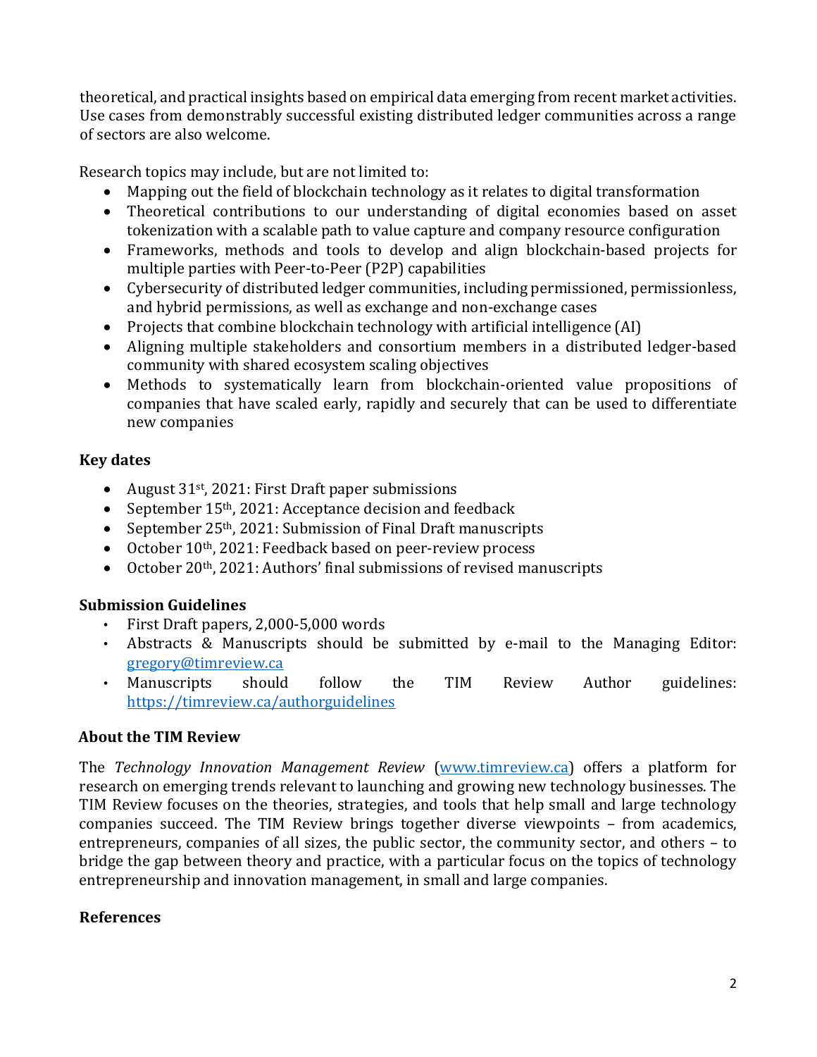theoretical, and practical insights based on empirical data emerging from recent market activities. Use cases from demonstrably successful existing distributed ledger communities across a range of sectors are also welcome.

Research topics may include, but are not limited to:

- Mapping out the field of blockchain technology as it relates to digital transformation
- Theoretical contributions to our understanding of digital economies based on asset tokenization with a scalable path to value capture and company resource configuration
- Frameworks, methods and tools to develop and align blockchain-based projects for multiple parties with Peer-to-Peer (P2P) capabilities
- Cybersecurity of distributed ledger communities, including permissioned, permissionless, and hybrid permissions, as well as exchange and non-exchange cases
- Projects that combine blockchain technology with artificial intelligence (AI)
- Aligning multiple stakeholders and consortium members in a distributed ledger-based community with shared ecosystem scaling objectives
- Methods to systematically learn from blockchain-oriented value propositions of companies that have scaled early, rapidly and securely that can be used to differentiate new companies

## Key dates

- August 31st, 2021: First Draft paper submissions
- September 15th, 2021: Acceptance decision and feedback
- September 25th, 2021: Submission of Final Draft manuscripts
- October 10th, 2021: Feedback based on peer-review process
- October 20th, 2021: Authors' final submissions of revised manuscripts

## Submission Guidelines

- First Draft papers, 2,000-5,000 words
- Abstracts & Manuscripts should be submitted by e-mail to the Managing Editor: [gregory@timreview.ca](mailto:gregory@timreview.ca)
- Manuscripts should follow the TIM Review Author guidelines: [https://timreview.ca/authorguidelines](https://timreview.ca/authorguidelines)

## About the TIM Review

The *Technology Innovation Management Review* ([www.timreview.ca](http://www.timreview.ca)) offers a platform for research on emerging trends relevant to launching and growing new technology businesses. The TIM Review focuses on the theories, strategies, and tools that help small and large technology companies succeed. The TIM Review brings together diverse viewpoints – from academics, entrepreneurs, companies of all sizes, the public sector, the community sector, and others – to bridge the gap between theory and practice, with a particular focus on the topics of technology entrepreneurship and innovation management, in small and large companies.

## References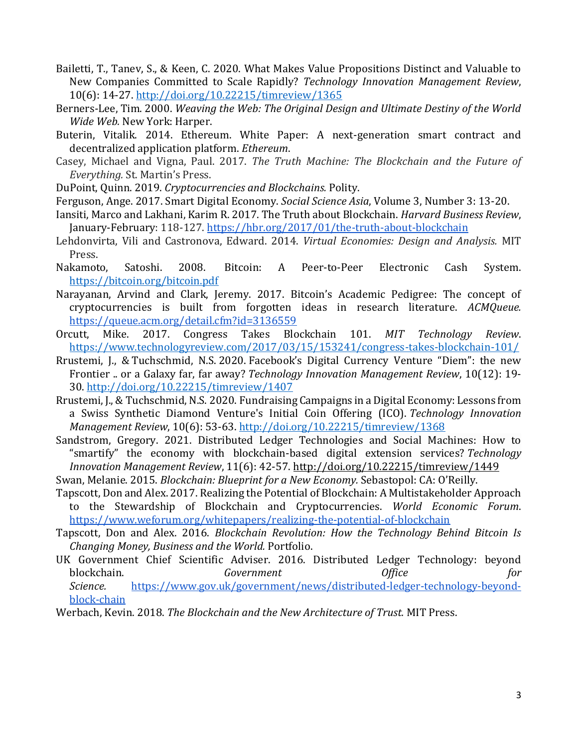Bailetti, T., Tanev, S., & Keen, C. 2020. What Makes Value Propositions Distinct and Valuable to New Companies Committed to Scale Rapidly? *Technology Innovation Management Review*, 10(6): 14-27. http://doi.org/10.22215/timreview/1365

Berners-Lee, Tim. 2000. *Weaving the Web: The Original Design and Ultimate Destiny of the World Wide Web.* New York: Harper.

Buterin, Vitalik. 2014. Ethereum. White Paper: A next-generation smart contract and decentralized application platform. *Ethereum*.

Casey, Michael and Vigna, Paul. 2017. *The Truth Machine: The Blockchain and the Future of Everything.* St. Martin's Press.

DuPoint, Quinn. 2019. *Cryptocurrencies and Blockchains.* Polity.

Ferguson, Ange. 2017. Smart Digital Economy. *Social Science Asia*, Volume 3, Number 3: 13-20.

Iansiti, Marco and Lakhani, Karim R. 2017. The Truth about Blockchain. *Harvard Business Review*, January-February: 118-127. https://hbr.org/2017/01/the-truth-about-blockchain

Lehdonvirta, Vili and Castronova, Edward. 2014. *Virtual Economies: Design and Analysis.* MIT Press.

Nakamoto, Satoshi. 2008. Bitcoin: A Peer-to-Peer Electronic Cash System. https://bitcoin.org/bitcoin.pdf

Narayanan, Arvind and Clark, Jeremy. 2017. Bitcoin's Academic Pedigree: The concept of cryptocurrencies is built from forgotten ideas in research literature. *ACMQueue.* https://queue.acm.org/detail.cfm?id=3136559

Orcutt, Mike. 2017. Congress Takes Blockchain 101. *MIT Technology Review*. https://www.technologyreview.com/2017/03/15/153241/congress-takes-blockchain-101/

Rrustemi, J., & Tuchschmid, N.S. 2020. Facebook's Digital Currency Venture "Diem": the new Frontier .. or a Galaxy far, far away? *Technology Innovation Management Review*, 10(12): 19-30. http://doi.org/10.22215/timreview/1407

Rrustemi, J., & Tuchschmid, N.S. 2020. Fundraising Campaigns in a Digital Economy: Lessons from a Swiss Synthetic Diamond Venture's Initial Coin Offering (ICO). *Technology Innovation Management Review*, 10(6): 53-63. http://doi.org/10.22215/timreview/1368

Sandstrom, Gregory. 2021. Distributed Ledger Technologies and Social Machines: How to "smartify" the economy with blockchain-based digital extension services? *Technology Innovation Management Review*, 11(6): 42-57. http://doi.org/10.22215/timreview/1449

Swan, Melanie. 2015. *Blockchain: Blueprint for a New Economy.* Sebastopol: CA: O'Reilly.

Tapscott, Don and Alex. 2017. Realizing the Potential of Blockchain: A Multistakeholder Approach to the Stewardship of Blockchain and Cryptocurrencies. *World Economic Forum*. https://www.weforum.org/whitepapers/realizing-the-potential-of-blockchain

Tapscott, Don and Alex. 2016. *Blockchain Revolution: How the Technology Behind Bitcoin Is Changing Money, Business and the World.* Portfolio.

UK Government Chief Scientific Adviser. 2016. Distributed Ledger Technology: beyond blockchain. *Government Office for Science.* https://www.gov.uk/government/news/distributed-ledger-technology-beyond-block-chain

Werbach, Kevin. 2018. *The Blockchain and the New Architecture of Trust.* MIT Press.